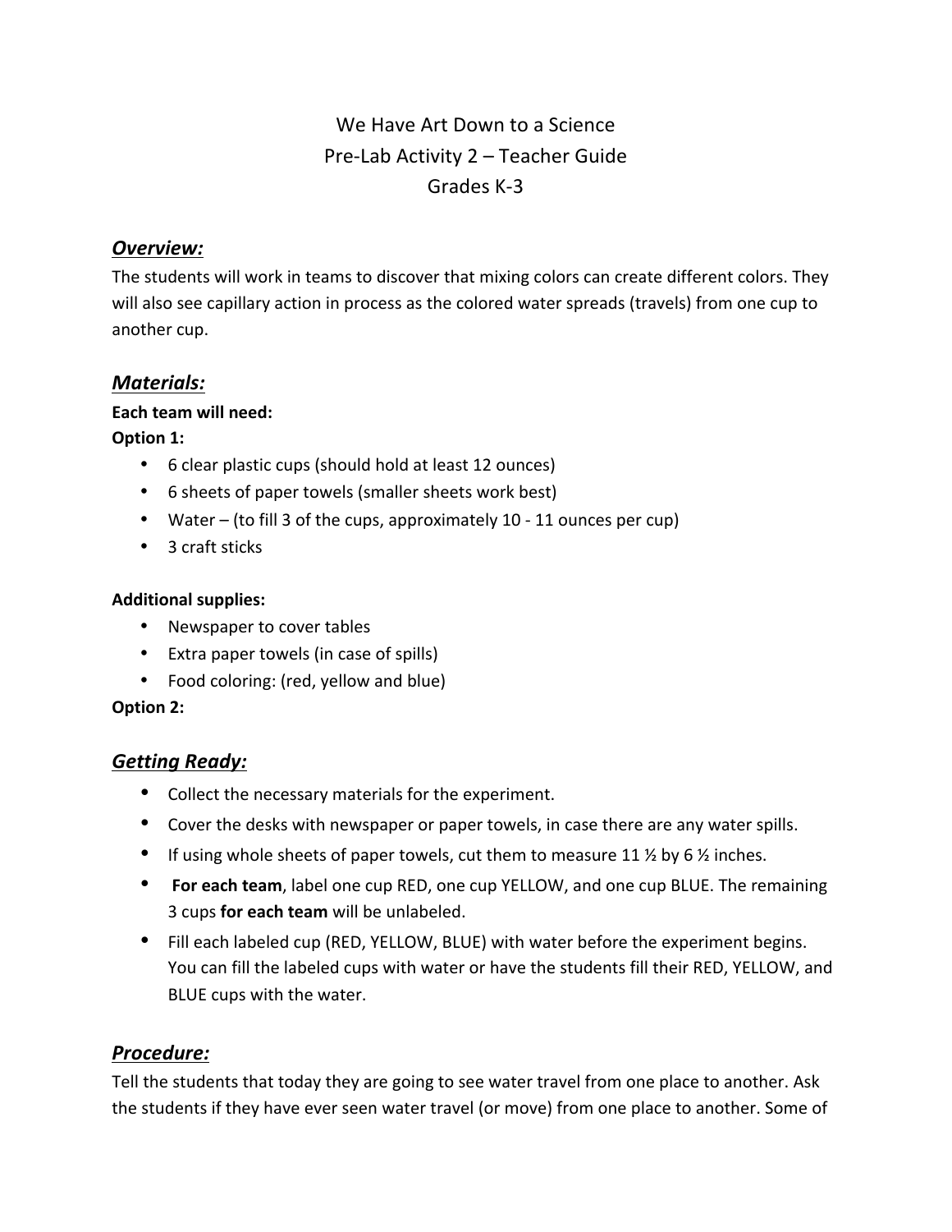# We Have Art Down to a Science
## Pre-Lab Activity 2 – Teacher Guide
## Grades K-3

### ***Overview:***

The students will work in teams to discover that mixing colors can create different colors. They will also see capillary action in process as the colored water spreads (travels) from one cup to another cup.

### ***Materials:***

**Each team will need:**

**Option 1:**

- 6 clear plastic cups (should hold at least 12 ounces)
- 6 sheets of paper towels (smaller sheets work best)
- Water – (to fill 3 of the cups, approximately 10 - 11 ounces per cup)
- 3 craft sticks

**Additional supplies:**

- Newspaper to cover tables
- Extra paper towels (in case of spills)
- Food coloring: (red, yellow and blue)

**Option 2:**

### ***Getting Ready:***

- Collect the necessary materials for the experiment.
- Cover the desks with newspaper or paper towels, in case there are any water spills.
- If using whole sheets of paper towels, cut them to measure 11 ½ by 6 ½ inches.
- **For each team**, label one cup RED, one cup YELLOW, and one cup BLUE. The remaining 3 cups **for each team** will be unlabeled.
- Fill each labeled cup (RED, YELLOW, BLUE) with water before the experiment begins. You can fill the labeled cups with water or have the students fill their RED, YELLOW, and BLUE cups with the water.

### ***Procedure:***

Tell the students that today they are going to see water travel from one place to another. Ask the students if they have ever seen water travel (or move) from one place to another. Some of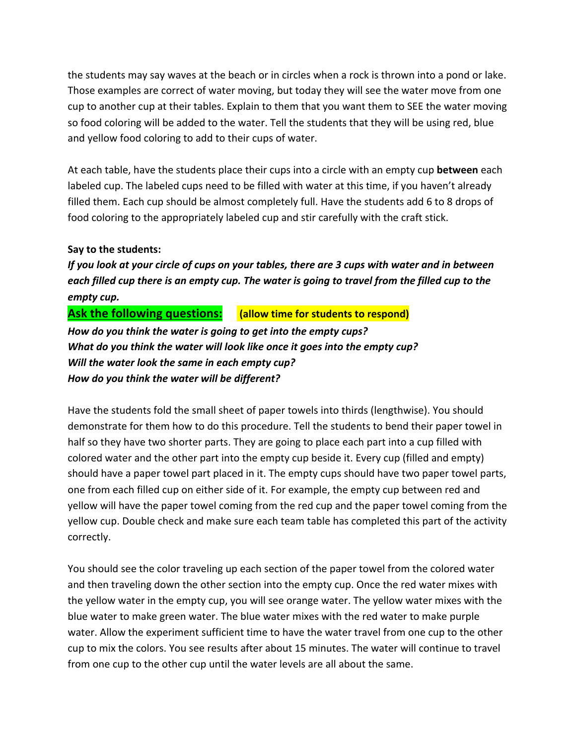the students may say waves at the beach or in circles when a rock is thrown into a pond or lake. Those examples are correct of water moving, but today they will see the water move from one cup to another cup at their tables. Explain to them that you want them to SEE the water moving so food coloring will be added to the water. Tell the students that they will be using red, blue and yellow food coloring to add to their cups of water.

At each table, have the students place their cups into a circle with an empty cup **between** each labeled cup. The labeled cups need to be filled with water at this time, if you haven't already filled them. Each cup should be almost completely full. Have the students add 6 to 8 drops of food coloring to the appropriately labeled cup and stir carefully with the craft stick.

**Say to the students:**

***If you look at your circle of cups on your tables, there are 3 cups with water and in between each filled cup there is an empty cup. The water is going to travel from the filled cup to the empty cup.***

**Ask the following questions:** **(allow time for students to respond)**

***How do you think the water is going to get into the empty cups?***
***What do you think the water will look like once it goes into the empty cup?***
***Will the water look the same in each empty cup?***
***How do you think the water will be different?***

Have the students fold the small sheet of paper towels into thirds (lengthwise). You should demonstrate for them how to do this procedure. Tell the students to bend their paper towel in half so they have two shorter parts. They are going to place each part into a cup filled with colored water and the other part into the empty cup beside it. Every cup (filled and empty) should have a paper towel part placed in it. The empty cups should have two paper towel parts, one from each filled cup on either side of it. For example, the empty cup between red and yellow will have the paper towel coming from the red cup and the paper towel coming from the yellow cup. Double check and make sure each team table has completed this part of the activity correctly.

You should see the color traveling up each section of the paper towel from the colored water and then traveling down the other section into the empty cup. Once the red water mixes with the yellow water in the empty cup, you will see orange water. The yellow water mixes with the blue water to make green water. The blue water mixes with the red water to make purple water. Allow the experiment sufficient time to have the water travel from one cup to the other cup to mix the colors. You see results after about 15 minutes. The water will continue to travel from one cup to the other cup until the water levels are all about the same.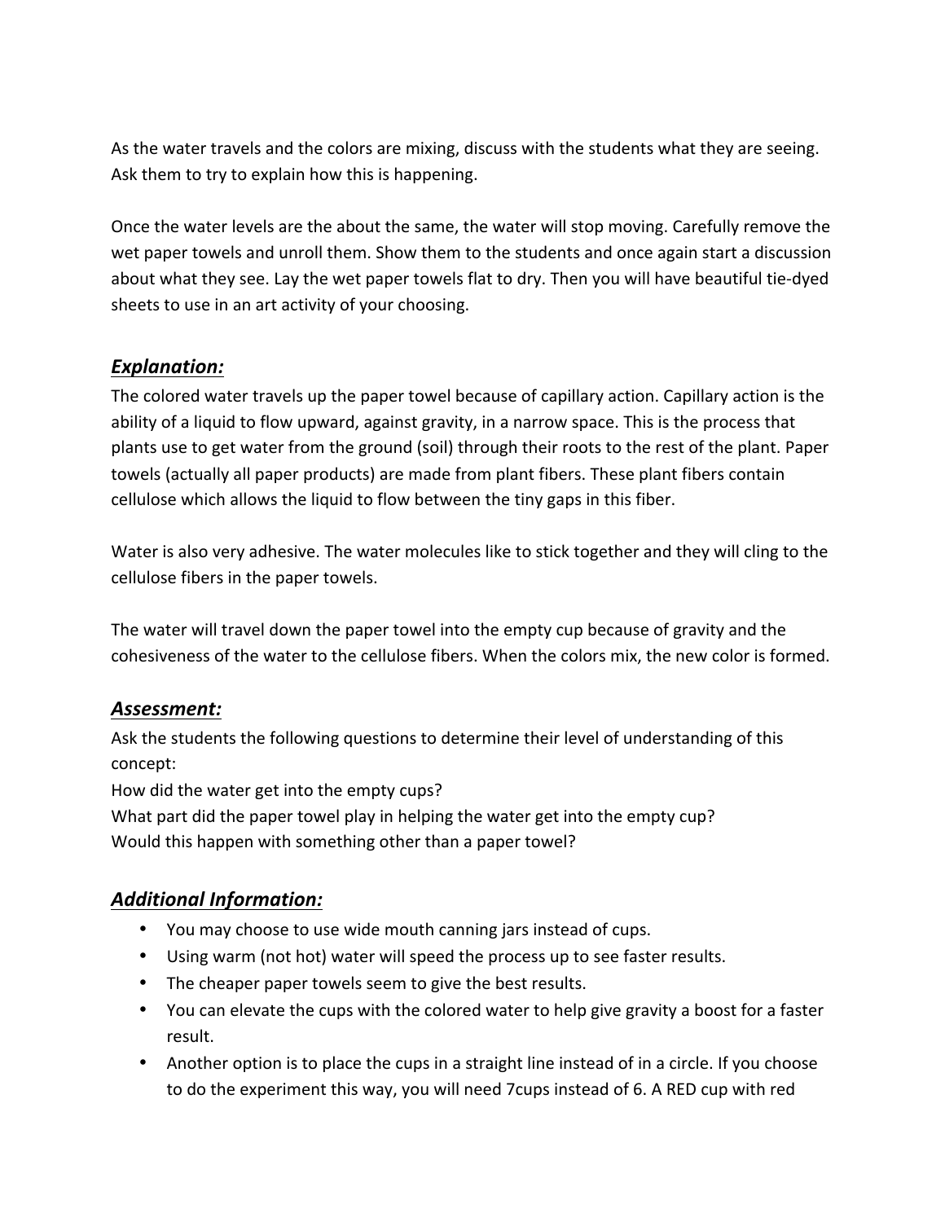As the water travels and the colors are mixing, discuss with the students what they are seeing. Ask them to try to explain how this is happening.

Once the water levels are the about the same, the water will stop moving. Carefully remove the wet paper towels and unroll them. Show them to the students and once again start a discussion about what they see. Lay the wet paper towels flat to dry. Then you will have beautiful tie-dyed sheets to use in an art activity of your choosing.

## ***Explanation:***

The colored water travels up the paper towel because of capillary action. Capillary action is the ability of a liquid to flow upward, against gravity, in a narrow space. This is the process that plants use to get water from the ground (soil) through their roots to the rest of the plant. Paper towels (actually all paper products) are made from plant fibers. These plant fibers contain cellulose which allows the liquid to flow between the tiny gaps in this fiber.

Water is also very adhesive. The water molecules like to stick together and they will cling to the cellulose fibers in the paper towels.

The water will travel down the paper towel into the empty cup because of gravity and the cohesiveness of the water to the cellulose fibers. When the colors mix, the new color is formed.

## ***Assessment:***

Ask the students the following questions to determine their level of understanding of this concept:
How did the water get into the empty cups?
What part did the paper towel play in helping the water get into the empty cup?
Would this happen with something other than a paper towel?

## ***Additional Information:***

- You may choose to use wide mouth canning jars instead of cups.
- Using warm (not hot) water will speed the process up to see faster results.
- The cheaper paper towels seem to give the best results.
- You can elevate the cups with the colored water to help give gravity a boost for a faster result.
- Another option is to place the cups in a straight line instead of in a circle. If you choose to do the experiment this way, you will need 7cups instead of 6. A RED cup with red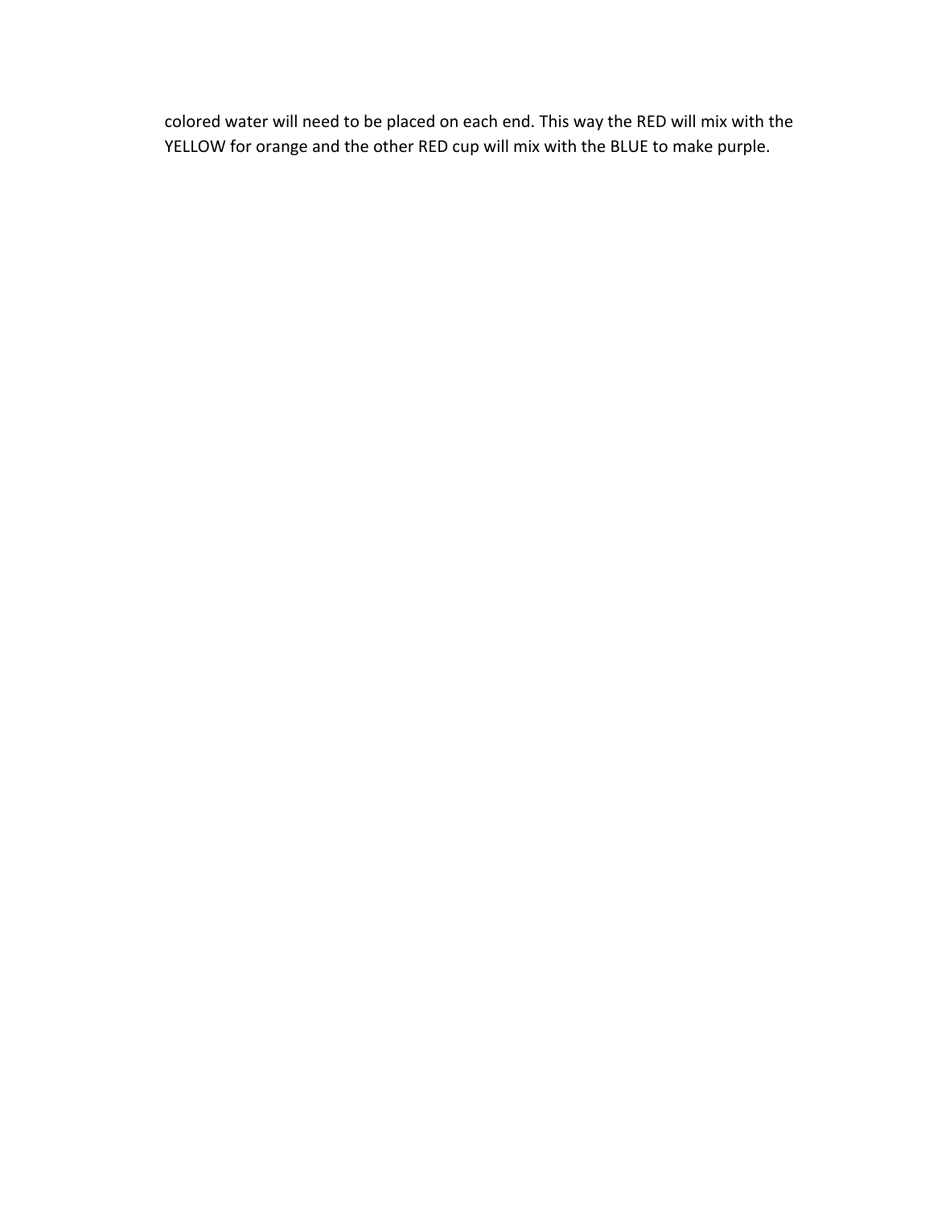colored water will need to be placed on each end. This way the RED will mix with the YELLOW for orange and the other RED cup will mix with the BLUE to make purple.